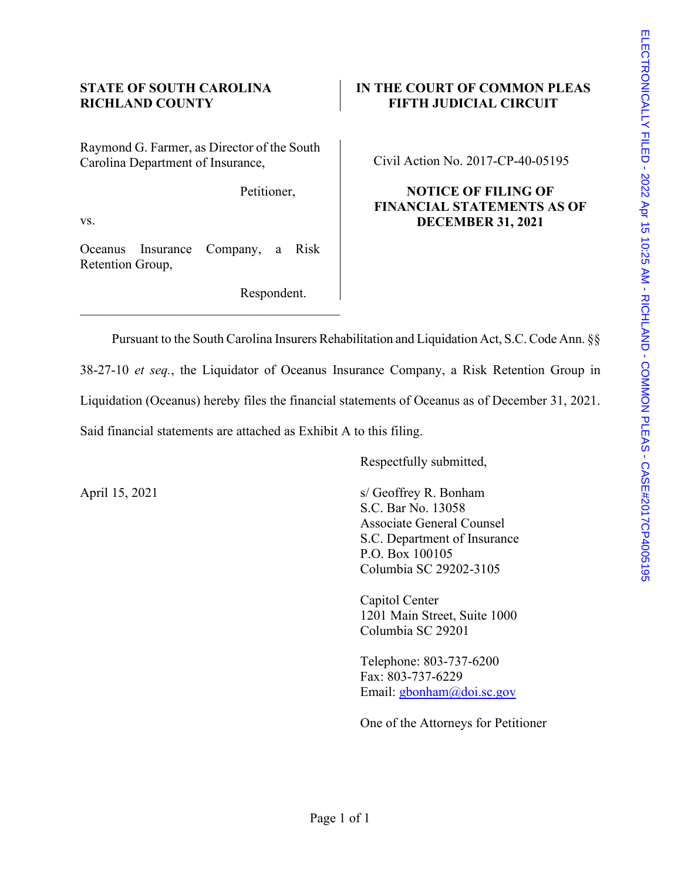**STATE OF SOUTH CAROLINA**
**RICHLAND COUNTY**

**IN THE COURT OF COMMON PLEAS**
**FIFTH JUDICIAL CIRCUIT**

Raymond G. Farmer, as Director of the South Carolina Department of Insurance,

Petitioner,

vs.

Oceanus Insurance Company, a Risk Retention Group,

Respondent.

Civil Action No. 2017-CP-40-05195

**NOTICE OF FILING OF FINANCIAL STATEMENTS AS OF DECEMBER 31, 2021**

---

Pursuant to the South Carolina Insurers Rehabilitation and Liquidation Act, S.C. Code Ann. §§ 38-27-10 *et seq.*, the Liquidator of Oceanus Insurance Company, a Risk Retention Group in Liquidation (Oceanus) hereby files the financial statements of Oceanus as of December 31, 2021. Said financial statements are attached as Exhibit A to this filing.

Respectfully submitted,

April 15, 2021

s/ Geoffrey R. Bonham
S.C. Bar No. 13058
Associate General Counsel
S.C. Department of Insurance
P.O. Box 100105
Columbia SC 29202-3105

Capitol Center
1201 Main Street, Suite 1000
Columbia SC 29201

Telephone: 803-737-6200
Fax: 803-737-6229
Email: gbonham@doi.sc.gov

One of the Attorneys for Petitioner

ELECTRONICALLY FILED - 2022 Apr 15 10:25 AM - RICHLAND - COMMON PLEAS - CASE#2017CP4005195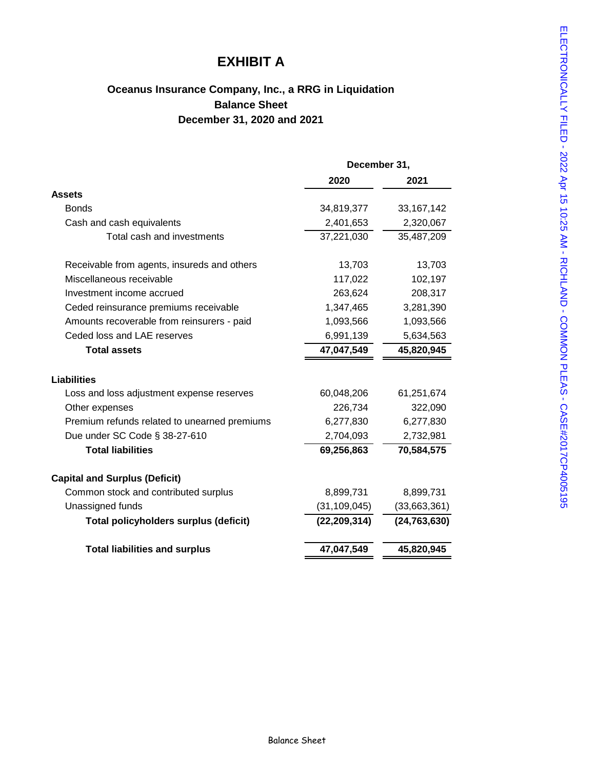# EXHIBIT A

## Oceanus Insurance Company, Inc., a RRG in Liquidation
## Balance Sheet
## December 31, 2020 and 2021

| | December 31, 2020 | December 31, 2021 |
|---|---|---|
| **Assets** | | |
| Bonds | 34,819,377 | 33,167,142 |
| Cash and cash equivalents | 2,401,653 | 2,320,067 |
| Total cash and investments | 37,221,030 | 35,487,209 |
| | | |
| Receivable from agents, insureds and others | 13,703 | 13,703 |
| Miscellaneous receivable | 117,022 | 102,197 |
| Investment income accrued | 263,624 | 208,317 |
| Ceded reinsurance premiums receivable | 1,347,465 | 3,281,390 |
| Amounts recoverable from reinsurers - paid | 1,093,566 | 1,093,566 |
| Ceded loss and LAE reserves | 6,991,139 | 5,634,563 |
| **Total assets** | **47,047,549** | **45,820,945** |
| | | |
| **Liabilities** | | |
| Loss and loss adjustment expense reserves | 60,048,206 | 61,251,674 |
| Other expenses | 226,734 | 322,090 |
| Premium refunds related to unearned premiums | 6,277,830 | 6,277,830 |
| Due under SC Code § 38-27-610 | 2,704,093 | 2,732,981 |
| **Total liabilities** | **69,256,863** | **70,584,575** |
| | | |
| **Capital and Surplus (Deficit)** | | |
| Common stock and contributed surplus | 8,899,731 | 8,899,731 |
| Unassigned funds | (31,109,045) | (33,663,361) |
| **Total policyholders surplus (deficit)** | **(22,209,314)** | **(24,763,630)** |
| | | |
| **Total liabilities and surplus** | **47,047,549** | **45,820,945** |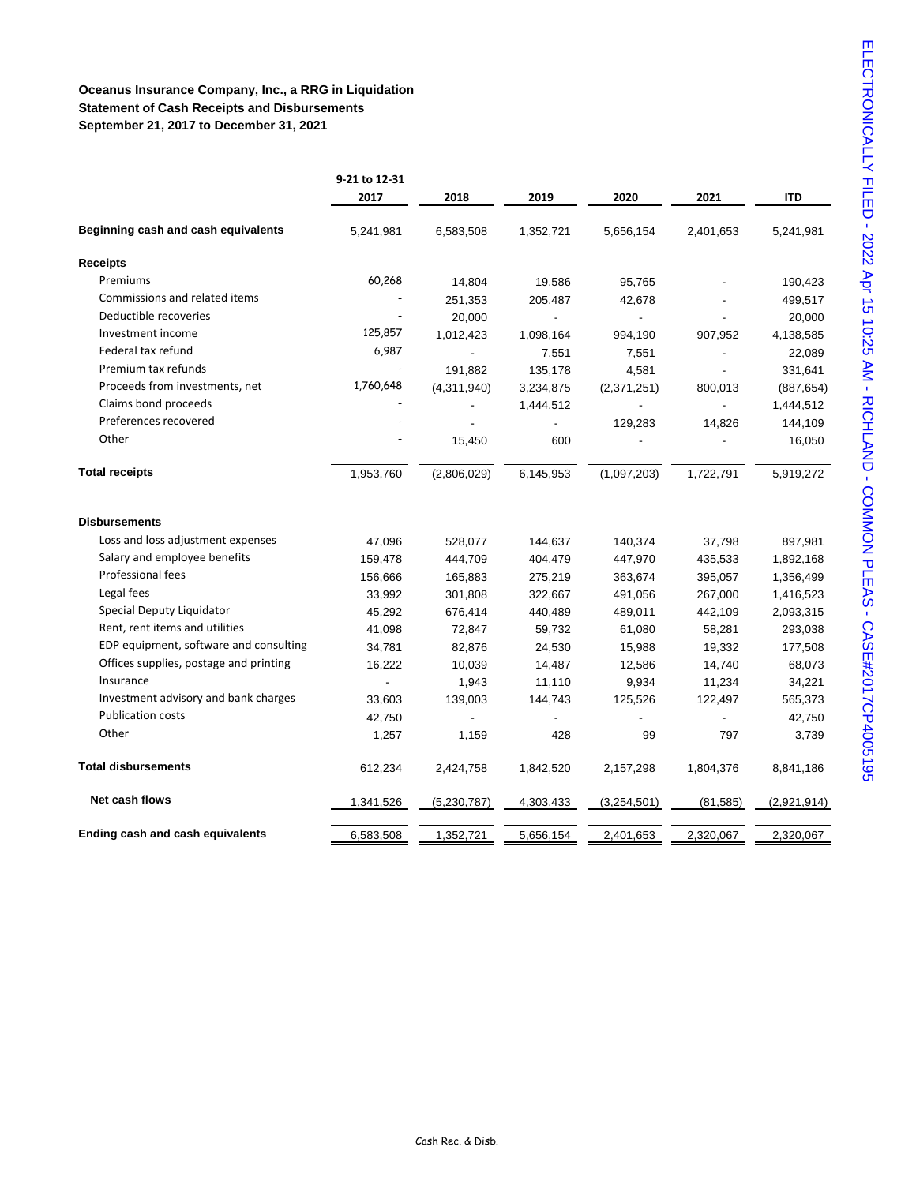**Oceanus Insurance Company, Inc., a RRG in Liquidation**
**Statement of Cash Receipts and Disbursements**
**September 21, 2017 to December 31, 2021**

| | 9-21 to 12-31 2017 | 2018 | 2019 | 2020 | 2021 | ITD |
|---|---|---|---|---|---|---|
| **Beginning cash and cash equivalents** | 5,241,981 | 6,583,508 | 1,352,721 | 5,656,154 | 2,401,653 | 5,241,981 |
| **Receipts** | | | | | | |
| Premiums | 60,268 | 14,804 | 19,586 | 95,765 | - | 190,423 |
| Commissions and related items | - | 251,353 | 205,487 | 42,678 | - | 499,517 |
| Deductible recoveries | - | 20,000 | - | - | - | 20,000 |
| Investment income | 125,857 | 1,012,423 | 1,098,164 | 994,190 | 907,952 | 4,138,585 |
| Federal tax refund | 6,987 | - | 7,551 | 7,551 | - | 22,089 |
| Premium tax refunds | - | 191,882 | 135,178 | 4,581 | - | 331,641 |
| Proceeds from investments, net | 1,760,648 | (4,311,940) | 3,234,875 | (2,371,251) | 800,013 | (887,654) |
| Claims bond proceeds | - | - | 1,444,512 | - | - | 1,444,512 |
| Preferences recovered | - | - | - | 129,283 | 14,826 | 144,109 |
| Other | - | 15,450 | 600 | - | - | 16,050 |
| **Total receipts** | 1,953,760 | (2,806,029) | 6,145,953 | (1,097,203) | 1,722,791 | 5,919,272 |
| **Disbursements** | | | | | | |
| Loss and loss adjustment expenses | 47,096 | 528,077 | 144,637 | 140,374 | 37,798 | 897,981 |
| Salary and employee benefits | 159,478 | 444,709 | 404,479 | 447,970 | 435,533 | 1,892,168 |
| Professional fees | 156,666 | 165,883 | 275,219 | 363,674 | 395,057 | 1,356,499 |
| Legal fees | 33,992 | 301,808 | 322,667 | 491,056 | 267,000 | 1,416,523 |
| Special Deputy Liquidator | 45,292 | 676,414 | 440,489 | 489,011 | 442,109 | 2,093,315 |
| Rent, rent items and utilities | 41,098 | 72,847 | 59,732 | 61,080 | 58,281 | 293,038 |
| EDP equipment, software and consulting | 34,781 | 82,876 | 24,530 | 15,988 | 19,332 | 177,508 |
| Offices supplies, postage and printing | 16,222 | 10,039 | 14,487 | 12,586 | 14,740 | 68,073 |
| Insurance | - | 1,943 | 11,110 | 9,934 | 11,234 | 34,221 |
| Investment advisory and bank charges | 33,603 | 139,003 | 144,743 | 125,526 | 122,497 | 565,373 |
| Publication costs | 42,750 | - | - | - | - | 42,750 |
| Other | 1,257 | 1,159 | 428 | 99 | 797 | 3,739 |
| **Total disbursements** | 612,234 | 2,424,758 | 1,842,520 | 2,157,298 | 1,804,376 | 8,841,186 |
| **Net cash flows** | 1,341,526 | (5,230,787) | 4,303,433 | (3,254,501) | (81,585) | (2,921,914) |
| **Ending cash and cash equivalents** | 6,583,508 | 1,352,721 | 5,656,154 | 2,401,653 | 2,320,067 | 2,320,067 |

Cash Rec. & Disb.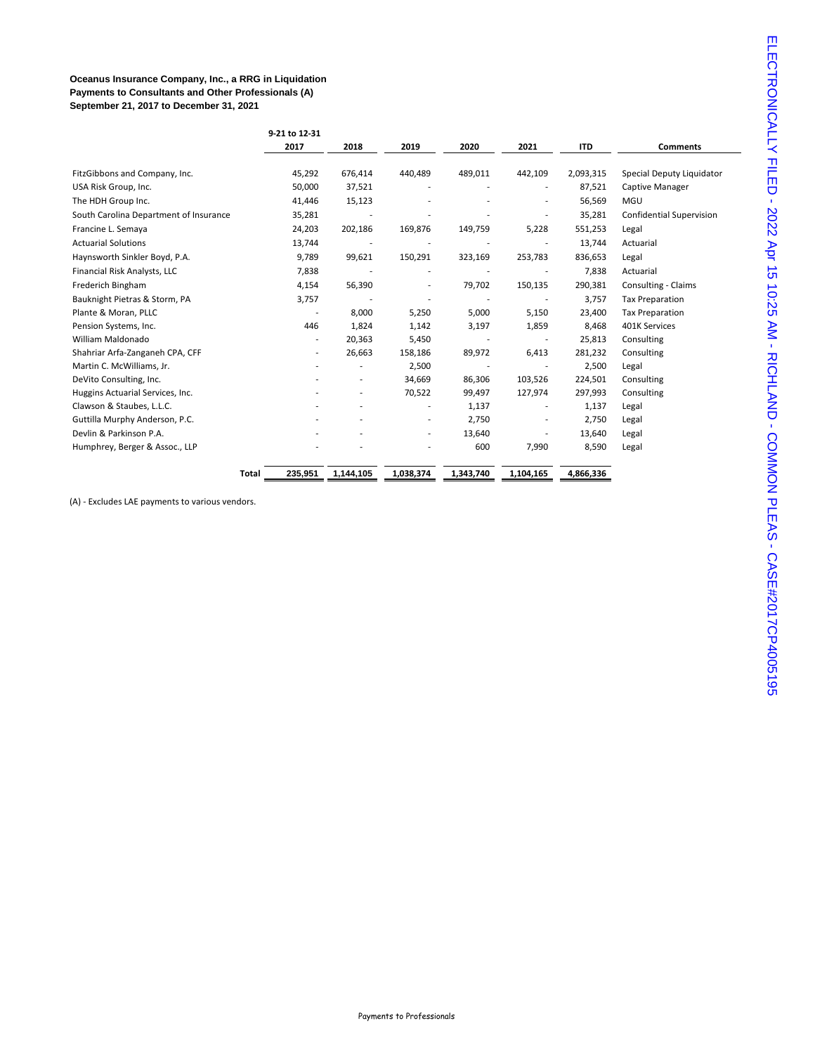**Oceanus Insurance Company, Inc., a RRG in Liquidation**
**Payments to Consultants and Other Professionals (A)**
**September 21, 2017 to December 31, 2021**

| | 9-21 to 12-31 2017 | 2018 | 2019 | 2020 | 2021 | ITD | Comments |
|---|---|---|---|---|---|---|---|
| FitzGibbons and Company, Inc. | 45,292 | 676,414 | 440,489 | 489,011 | 442,109 | 2,093,315 | Special Deputy Liquidator |
| USA Risk Group, Inc. | 50,000 | 37,521 | - | - | - | 87,521 | Captive Manager |
| The HDH Group Inc. | 41,446 | 15,123 | - | - | - | 56,569 | MGU |
| South Carolina Department of Insurance | 35,281 | - | - | - | - | 35,281 | Confidential Supervision |
| Francine L. Semaya | 24,203 | 202,186 | 169,876 | 149,759 | 5,228 | 551,253 | Legal |
| Actuarial Solutions | 13,744 | - | - | - | - | 13,744 | Actuarial |
| Haynsworth Sinkler Boyd, P.A. | 9,789 | 99,621 | 150,291 | 323,169 | 253,783 | 836,653 | Legal |
| Financial Risk Analysts, LLC | 7,838 | - | - | - | - | 7,838 | Actuarial |
| Frederich Bingham | 4,154 | 56,390 | - | 79,702 | 150,135 | 290,381 | Consulting - Claims |
| Bauknight Pietras & Storm, PA | 3,757 | - | - | - | - | 3,757 | Tax Preparation |
| Plante & Moran, PLLC | - | 8,000 | 5,250 | 5,000 | 5,150 | 23,400 | Tax Preparation |
| Pension Systems, Inc. | 446 | 1,824 | 1,142 | 3,197 | 1,859 | 8,468 | 401K Services |
| William Maldonado | - | 20,363 | 5,450 | - | - | 25,813 | Consulting |
| Shahriar Arfa-Zanganeh CPA, CFF | - | 26,663 | 158,186 | 89,972 | 6,413 | 281,232 | Consulting |
| Martin C. McWilliams, Jr. | - | - | 2,500 | - | - | 2,500 | Legal |
| DeVito Consulting, Inc. | - | - | 34,669 | 86,306 | 103,526 | 224,501 | Consulting |
| Huggins Actuarial Services, Inc. | - | - | 70,522 | 99,497 | 127,974 | 297,993 | Consulting |
| Clawson & Staubes, L.L.C. | - | - | - | 1,137 | - | 1,137 | Legal |
| Guttilla Murphy Anderson, P.C. | - | - | - | 2,750 | - | 2,750 | Legal |
| Devlin & Parkinson P.A. | - | - | - | 13,640 | - | 13,640 | Legal |
| Humphrey, Berger & Assoc., LLP | - | - | - | 600 | 7,990 | 8,590 | Legal |
| **Total** | 235,951 | 1,144,105 | 1,038,374 | 1,343,740 | 1,104,165 | 4,866,336 | |

(A) - Excludes LAE payments to various vendors.

Payments to Professionals